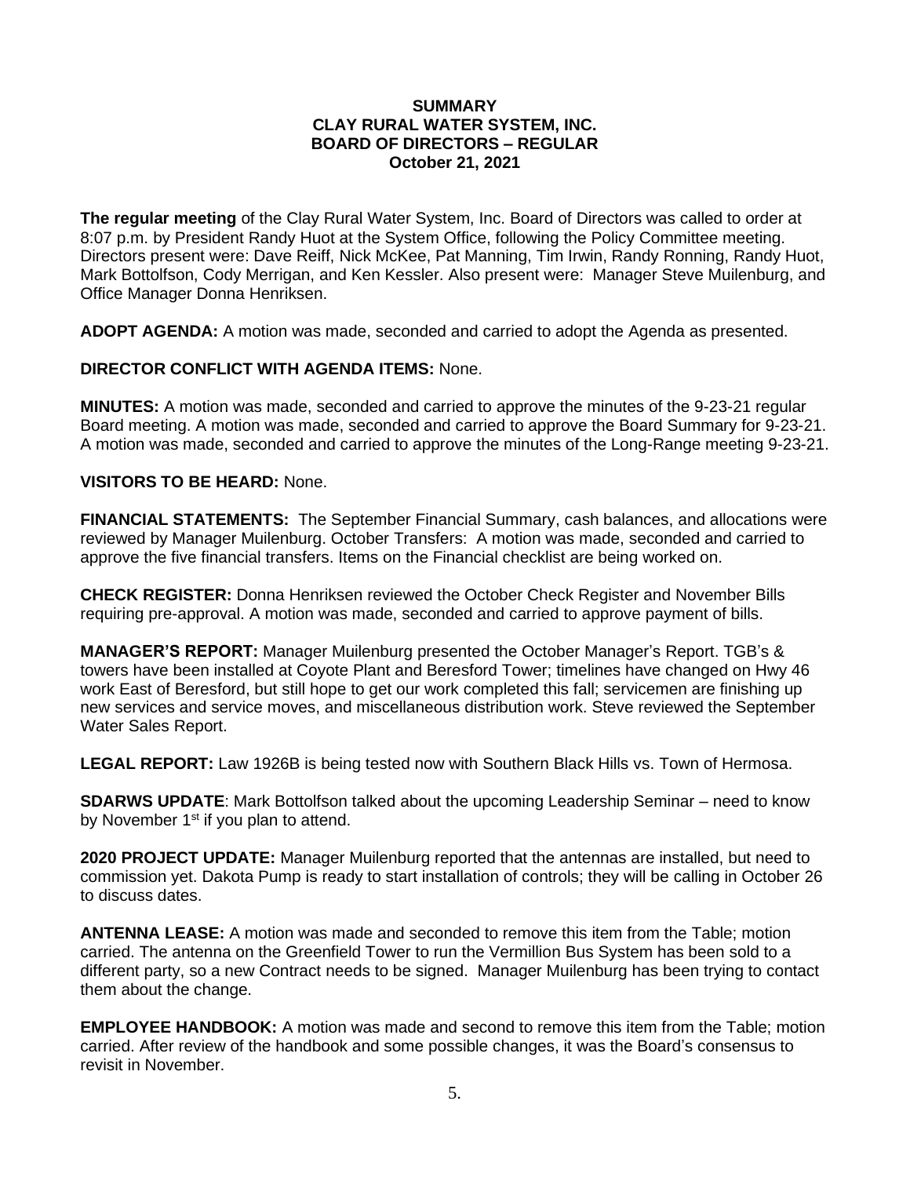**SUMMARY**
**CLAY RURAL WATER SYSTEM, INC.**
**BOARD OF DIRECTORS – REGULAR**
**October 21, 2021**

**The regular meeting** of the Clay Rural Water System, Inc. Board of Directors was called to order at 8:07 p.m. by President Randy Huot at the System Office, following the Policy Committee meeting. Directors present were: Dave Reiff, Nick McKee, Pat Manning, Tim Irwin, Randy Ronning, Randy Huot, Mark Bottolfson, Cody Merrigan, and Ken Kessler. Also present were: Manager Steve Muilenburg, and Office Manager Donna Henriksen.

**ADOPT AGENDA:** A motion was made, seconded and carried to adopt the Agenda as presented.

**DIRECTOR CONFLICT WITH AGENDA ITEMS:** None.

**MINUTES:** A motion was made, seconded and carried to approve the minutes of the 9-23-21 regular Board meeting. A motion was made, seconded and carried to approve the Board Summary for 9-23-21. A motion was made, seconded and carried to approve the minutes of the Long-Range meeting 9-23-21.

**VISITORS TO BE HEARD:** None.

**FINANCIAL STATEMENTS:** The September Financial Summary, cash balances, and allocations were reviewed by Manager Muilenburg. October Transfers: A motion was made, seconded and carried to approve the five financial transfers. Items on the Financial checklist are being worked on.

**CHECK REGISTER:** Donna Henriksen reviewed the October Check Register and November Bills requiring pre-approval. A motion was made, seconded and carried to approve payment of bills.

**MANAGER'S REPORT:** Manager Muilenburg presented the October Manager's Report. TGB's & towers have been installed at Coyote Plant and Beresford Tower; timelines have changed on Hwy 46 work East of Beresford, but still hope to get our work completed this fall; servicemen are finishing up new services and service moves, and miscellaneous distribution work. Steve reviewed the September Water Sales Report.

**LEGAL REPORT:** Law 1926B is being tested now with Southern Black Hills vs. Town of Hermosa.

**SDARWS UPDATE**: Mark Bottolfson talked about the upcoming Leadership Seminar – need to know by November 1st if you plan to attend.

**2020 PROJECT UPDATE:** Manager Muilenburg reported that the antennas are installed, but need to commission yet. Dakota Pump is ready to start installation of controls; they will be calling in October 26 to discuss dates.

**ANTENNA LEASE:** A motion was made and seconded to remove this item from the Table; motion carried. The antenna on the Greenfield Tower to run the Vermillion Bus System has been sold to a different party, so a new Contract needs to be signed. Manager Muilenburg has been trying to contact them about the change.

**EMPLOYEE HANDBOOK:** A motion was made and second to remove this item from the Table; motion carried. After review of the handbook and some possible changes, it was the Board's consensus to revisit in November.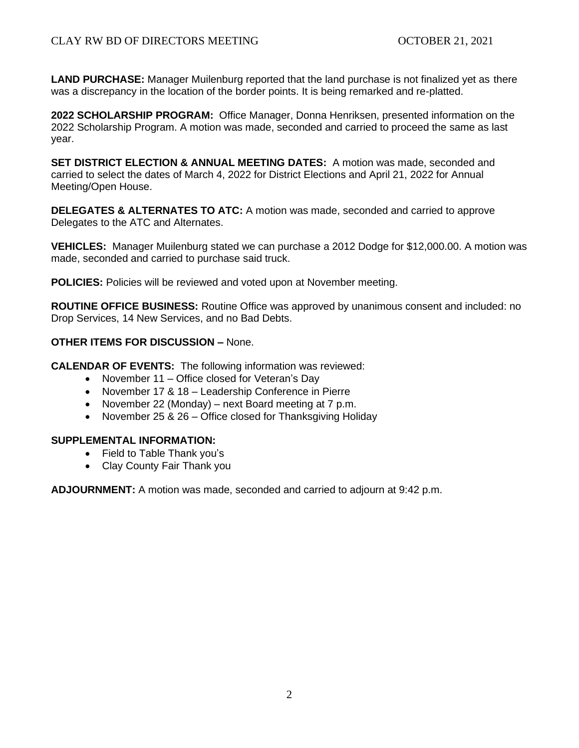**LAND PURCHASE:** Manager Muilenburg reported that the land purchase is not finalized yet as there was a discrepancy in the location of the border points. It is being remarked and re-platted.

**2022 SCHOLARSHIP PROGRAM:** Office Manager, Donna Henriksen, presented information on the 2022 Scholarship Program. A motion was made, seconded and carried to proceed the same as last year.

**SET DISTRICT ELECTION & ANNUAL MEETING DATES:** A motion was made, seconded and carried to select the dates of March 4, 2022 for District Elections and April 21, 2022 for Annual Meeting/Open House.

**DELEGATES & ALTERNATES TO ATC:** A motion was made, seconded and carried to approve Delegates to the ATC and Alternates.

**VEHICLES:** Manager Muilenburg stated we can purchase a 2012 Dodge for $12,000.00. A motion was made, seconded and carried to purchase said truck.

**POLICIES:** Policies will be reviewed and voted upon at November meeting.

**ROUTINE OFFICE BUSINESS:** Routine Office was approved by unanimous consent and included: no Drop Services, 14 New Services, and no Bad Debts.

**OTHER ITEMS FOR DISCUSSION –** None.

**CALENDAR OF EVENTS:** The following information was reviewed:

- November 11 – Office closed for Veteran's Day
- November 17 & 18 – Leadership Conference in Pierre
- November 22 (Monday) – next Board meeting at 7 p.m.
- November 25 & 26 – Office closed for Thanksgiving Holiday

**SUPPLEMENTAL INFORMATION:**

- Field to Table Thank you's
- Clay County Fair Thank you

**ADJOURNMENT:** A motion was made, seconded and carried to adjourn at 9:42 p.m.